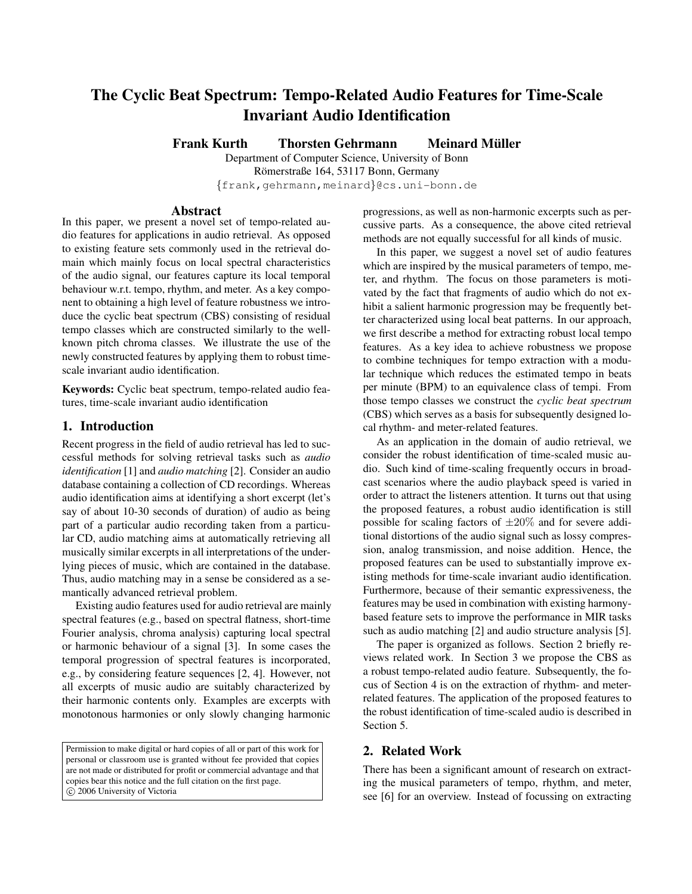# The Cyclic Beat Spectrum: Tempo-Related Audio Features for Time-Scale Invariant Audio Identification

**Frank Kurth Thorsten Gehrmann Meinard Müller**

Department of Computer Science, University of Bonn
Römerstraße 164, 53117 Bonn, Germany
{frank,gehrmann,meinard}@cs.uni-bonn.de

## Abstract

In this paper, we present a novel set of tempo-related audio features for applications in audio retrieval. As opposed to existing feature sets commonly used in the retrieval domain which mainly focus on local spectral characteristics of the audio signal, our features capture its local temporal behaviour w.r.t. tempo, rhythm, and meter. As a key component to obtaining a high level of feature robustness we introduce the cyclic beat spectrum (CBS) consisting of residual tempo classes which are constructed similarly to the well-known pitch chroma classes. We illustrate the use of the newly constructed features by applying them to robust time-scale invariant audio identification.

**Keywords:** Cyclic beat spectrum, tempo-related audio features, time-scale invariant audio identification

## 1. Introduction

Recent progress in the field of audio retrieval has led to successful methods for solving retrieval tasks such as *audio identification* [1] and *audio matching* [2]. Consider an audio database containing a collection of CD recordings. Whereas audio identification aims at identifying a short excerpt (let's say of about 10-30 seconds of duration) of audio as being part of a particular audio recording taken from a particular CD, audio matching aims at automatically retrieving all musically similar excerpts in all interpretations of the underlying pieces of music, which are contained in the database. Thus, audio matching may in a sense be considered as a semantically advanced retrieval problem.

Existing audio features used for audio retrieval are mainly spectral features (e.g., based on spectral flatness, short-time Fourier analysis, chroma analysis) capturing local spectral or harmonic behaviour of a signal [3]. In some cases the temporal progression of spectral features is incorporated, e.g., by considering feature sequences [2, 4]. However, not all excerpts of music audio are suitably characterized by their harmonic contents only. Examples are excerpts with monotonous harmonies or only slowly changing harmonic progressions, as well as non-harmonic excerpts such as percussive parts. As a consequence, the above cited retrieval methods are not equally successful for all kinds of music.

In this paper, we suggest a novel set of audio features which are inspired by the musical parameters of tempo, meter, and rhythm. The focus on those parameters is motivated by the fact that fragments of audio which do not exhibit a salient harmonic progression may be frequently better characterized using local beat patterns. In our approach, we first describe a method for extracting robust local tempo features. As a key idea to achieve robustness we propose to combine techniques for tempo extraction with a modular technique which reduces the estimated tempo in beats per minute (BPM) to an equivalence class of tempi. From those tempo classes we construct the *cyclic beat spectrum* (CBS) which serves as a basis for subsequently designed local rhythm- and meter-related features.

As an application in the domain of audio retrieval, we consider the robust identification of time-scaled music audio. Such kind of time-scaling frequently occurs in broadcast scenarios where the audio playback speed is varied in order to attract the listeners attention. It turns out that using the proposed features, a robust audio identification is still possible for scaling factors of $\pm 20\%$ and for severe additional distortions of the audio signal such as lossy compression, analog transmission, and noise addition. Hence, the proposed features can be used to substantially improve existing methods for time-scale invariant audio identification. Furthermore, because of their semantic expressiveness, the features may be used in combination with existing harmony-based feature sets to improve the performance in MIR tasks such as audio matching [2] and audio structure analysis [5].

The paper is organized as follows. Section 2 briefly reviews related work. In Section 3 we propose the CBS as a robust tempo-related audio feature. Subsequently, the focus of Section 4 is on the extraction of rhythm- and meter-related features. The application of the proposed features to the robust identification of time-scaled audio is described in Section 5.

## 2. Related Work

There has been a significant amount of research on extracting the musical parameters of tempo, rhythm, and meter, see [6] for an overview. Instead of focussing on extracting

Permission to make digital or hard copies of all or part of this work for personal or classroom use is granted without fee provided that copies are not made or distributed for profit or commercial advantage and that copies bear this notice and the full citation on the first page.
© 2006 University of Victoria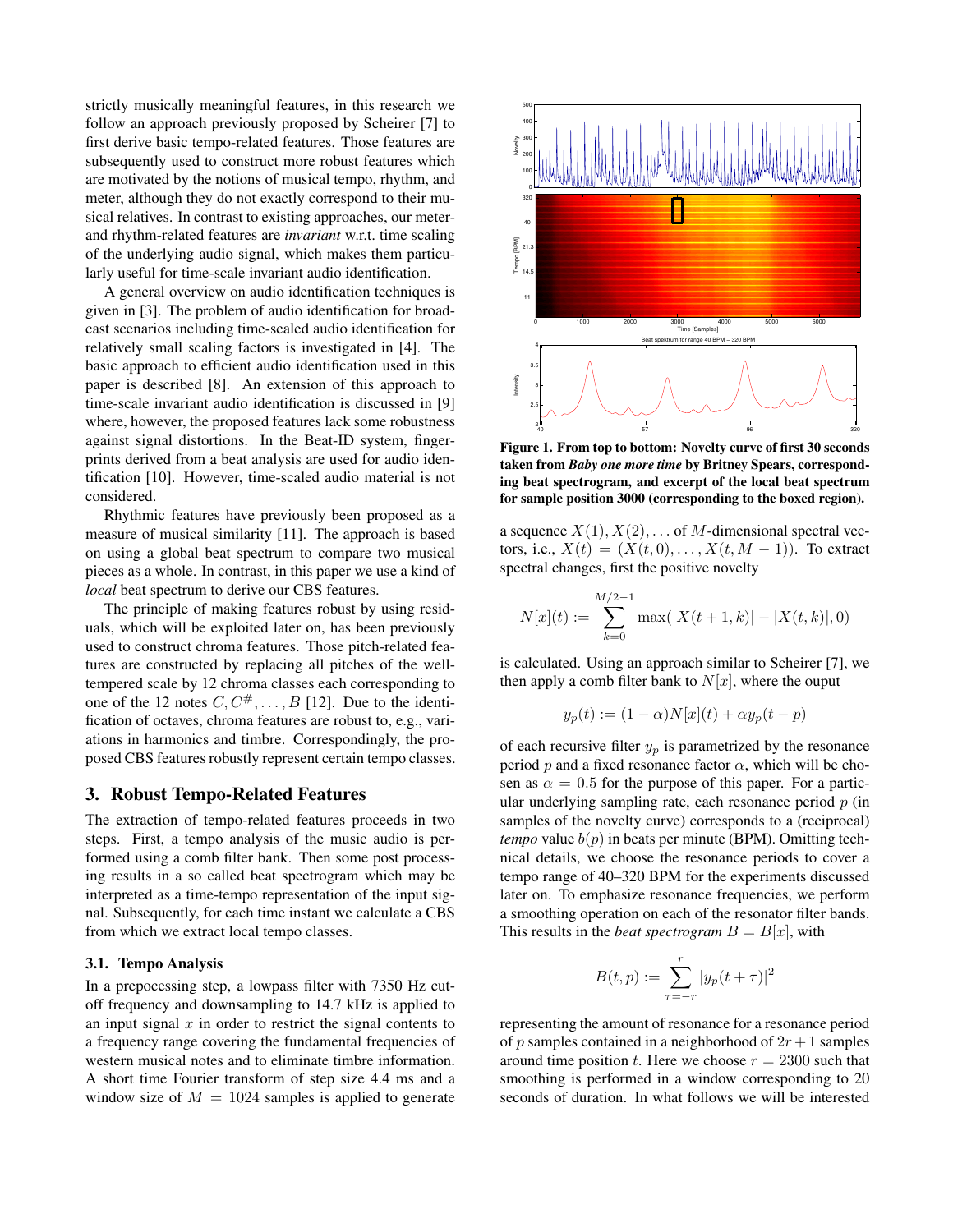strictly musically meaningful features, in this research we follow an approach previously proposed by Scheirer [7] to first derive basic tempo-related features. Those features are subsequently used to construct more robust features which are motivated by the notions of musical tempo, rhythm, and meter, although they do not exactly correspond to their musical relatives. In contrast to existing approaches, our meter- and rhythm-related features are *invariant* w.r.t. time scaling of the underlying audio signal, which makes them particularly useful for time-scale invariant audio identification.

A general overview on audio identification techniques is given in [3]. The problem of audio identification for broadcast scenarios including time-scaled audio identification for relatively small scaling factors is investigated in [4]. The basic approach to efficient audio identification used in this paper is described [8]. An extension of this approach to time-scale invariant audio identification is discussed in [9] where, however, the proposed features lack some robustness against signal distortions. In the Beat-ID system, fingerprints derived from a beat analysis are used for audio identification [10]. However, time-scaled audio material is not considered.

Rhythmic features have previously been proposed as a measure of musical similarity [11]. The approach is based on using a global beat spectrum to compare two musical pieces as a whole. In contrast, in this paper we use a kind of *local* beat spectrum to derive our CBS features.

The principle of making features robust by using residuals, which will be exploited later on, has been previously used to construct chroma features. Those pitch-related features are constructed by replacing all pitches of the well-tempered scale by 12 chroma classes each corresponding to one of the 12 notes $C, C^{\#}, \ldots, B$ [12]. Due to the identification of octaves, chroma features are robust to, e.g., variations in harmonics and timbre. Correspondingly, the proposed CBS features robustly represent certain tempo classes.

## 3. Robust Tempo-Related Features

The extraction of tempo-related features proceeds in two steps. First, a tempo analysis of the music audio is performed using a comb filter bank. Then some post processing results in a so called beat spectrogram which may be interpreted as a time-tempo representation of the input signal. Subsequently, for each time instant we calculate a CBS from which we extract local tempo classes.

### 3.1. Tempo Analysis

In a prepocessing step, a lowpass filter with 7350 Hz cutoff frequency and downsampling to 14.7 kHz is applied to an input signal $x$ in order to restrict the signal contents to a frequency range covering the fundamental frequencies of western musical notes and to eliminate timbre information. A short time Fourier transform of step size 4.4 ms and a window size of $M = 1024$ samples is applied to generate

**Figure 1. From top to bottom: Novelty curve of first 30 seconds taken from *Baby one more time* by Britney Spears, corresponding beat spectrogram, and excerpt of the local beat spectrum for sample position 3000 (corresponding to the boxed region).**

a sequence $X(1), X(2), \ldots$ of $M$-dimensional spectral vectors, i.e., $X(t) = (X(t,0), \ldots, X(t, M-1))$. To extract spectral changes, first the positive novelty

$$N[x](t) := \sum_{k=0}^{M/2-1} \max(|X(t+1,k)| - |X(t,k)|, 0)$$

is calculated. Using an approach similar to Scheirer [7], we then apply a comb filter bank to $N[x]$, where the ouput

$$y_p(t) := (1-\alpha)N[x](t) + \alpha y_p(t-p)$$

of each recursive filter $y_p$ is parametrized by the resonance period $p$ and a fixed resonance factor $\alpha$, which will be chosen as $\alpha = 0.5$ for the purpose of this paper. For a particular underlying sampling rate, each resonance period $p$ (in samples of the novelty curve) corresponds to a (reciprocal) *tempo* value $b(p)$ in beats per minute (BPM). Omitting technical details, we choose the resonance periods to cover a tempo range of 40–320 BPM for the experiments discussed later on. To emphasize resonance frequencies, we perform a smoothing operation on each of the resonator filter bands. This results in the *beat spectrogram* $B = B[x]$, with

$$B(t,p) := \sum_{\tau=-r}^{r} |y_p(t+\tau)|^2$$

representing the amount of resonance for a resonance period of $p$ samples contained in a neighborhood of $2r+1$ samples around time position $t$. Here we choose $r = 2300$ such that smoothing is performed in a window corresponding to 20 seconds of duration. In what follows we will be interested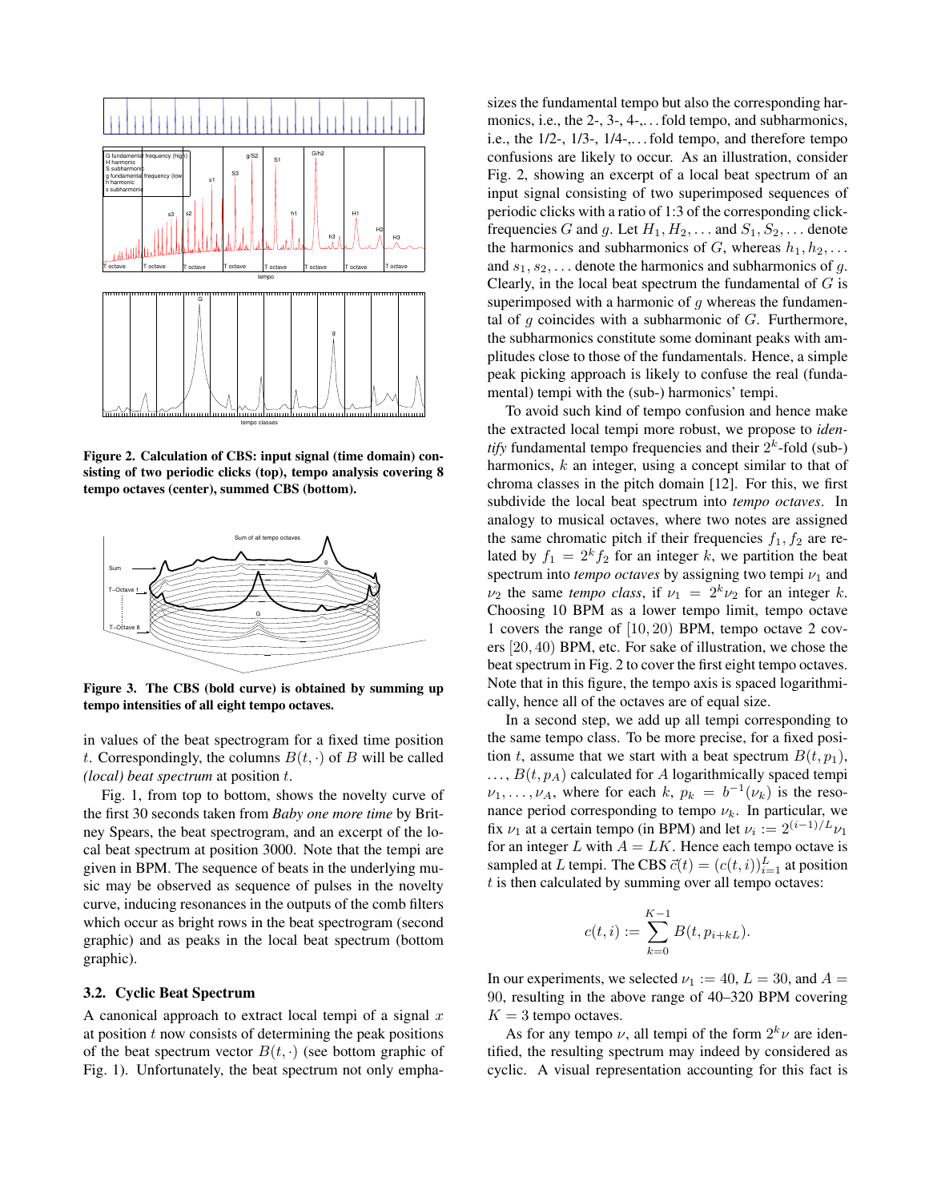Figure 2. Calculation of CBS: input signal (time domain) consisting of two periodic clicks (top), tempo analysis covering 8 tempo octaves (center), summed CBS (bottom).

Figure 3. The CBS (bold curve) is obtained by summing up tempo intensities of all eight tempo octaves.

in values of the beat spectrogram for a fixed time position $t$. Correspondingly, the columns $B(t, \cdot)$ of $B$ will be called *(local) beat spectrum* at position $t$.

Fig. 1, from top to bottom, shows the novelty curve of the first 30 seconds taken from *Baby one more time* by Britney Spears, the beat spectrogram, and an excerpt of the local beat spectrum at position 3000. Note that the tempi are given in BPM. The sequence of beats in the underlying music may be observed as sequence of pulses in the novelty curve, inducing resonances in the outputs of the comb filters which occur as bright rows in the beat spectrogram (second graphic) and as peaks in the local beat spectrum (bottom graphic).

### 3.2. Cyclic Beat Spectrum

A canonical approach to extract local tempi of a signal $x$ at position $t$ now consists of determining the peak positions of the beat spectrum vector $B(t, \cdot)$ (see bottom graphic of Fig. 1). Unfortunately, the beat spectrum not only emphasizes the fundamental tempo but also the corresponding harmonics, i.e., the 2-, 3-, 4-,... fold tempo, and subharmonics, i.e., the 1/2-, 1/3-, 1/4-,... fold tempo, and therefore tempo confusions are likely to occur. As an illustration, consider Fig. 2, showing an excerpt of a local beat spectrum of an input signal consisting of two superimposed sequences of periodic clicks with a ratio of 1:3 of the corresponding click-frequencies $G$ and $g$. Let $H_1, H_2, \ldots$ and $S_1, S_2, \ldots$ denote the harmonics and subharmonics of $G$, whereas $h_1, h_2, \ldots$ and $s_1, s_2, \ldots$ denote the harmonics and subharmonics of $g$. Clearly, in the local beat spectrum the fundamental of $G$ is superimposed with a harmonic of $g$ whereas the fundamental of $g$ coincides with a subharmonic of $G$. Furthermore, the subharmonics constitute some dominant peaks with amplitudes close to those of the fundamentals. Hence, a simple peak picking approach is likely to confuse the real (fundamental) tempi with the (sub-) harmonics' tempi.

To avoid such kind of tempo confusion and hence make the extracted local tempi more robust, we propose to *identify* fundamental tempo frequencies and their $2^k$-fold (sub-) harmonics, $k$ an integer, using a concept similar to that of chroma classes in the pitch domain [12]. For this, we first subdivide the local beat spectrum into *tempo octaves*. In analogy to musical octaves, where two notes are assigned the same chromatic pitch if their frequencies $f_1, f_2$ are related by $f_1 = 2^k f_2$ for an integer $k$, we partition the beat spectrum into *tempo octaves* by assigning two tempi $\nu_1$ and $\nu_2$ the same *tempo class*, if $\nu_1 = 2^k \nu_2$ for an integer $k$. Choosing 10 BPM as a lower tempo limit, tempo octave 1 covers the range of $[10, 20)$ BPM, tempo octave 2 covers $[20, 40)$ BPM, etc. For sake of illustration, we chose the beat spectrum in Fig. 2 to cover the first eight tempo octaves. Note that in this figure, the tempo axis is spaced logarithmically, hence all of the octaves are of equal size.

In a second step, we add up all tempi corresponding to the same tempo class. To be more precise, for a fixed position $t$, assume that we start with a beat spectrum $B(t, p_1)$, $\ldots, B(t, p_A)$ calculated for $A$ logarithmically spaced tempi $\nu_1, \ldots, \nu_A$, where for each $k$, $p_k = b^{-1}(\nu_k)$ is the resonance period corresponding to tempo $\nu_k$. In particular, we fix $\nu_1$ at a certain tempo (in BPM) and let $\nu_i := 2^{(i-1)/L}\nu_1$ for an integer $L$ with $A = LK$. Hence each tempo octave is sampled at $L$ tempi. The CBS $\vec{c}(t) = (c(t,i))_{i=1}^{L}$ at position $t$ is then calculated by summing over all tempo octaves:

$$c(t,i) := \sum_{k=0}^{K-1} B(t, p_{i+kL}).$$

In our experiments, we selected $\nu_1 := 40$, $L = 30$, and $A = 90$, resulting in the above range of 40–320 BPM covering $K = 3$ tempo octaves.

As for any tempo $\nu$, all tempi of the form $2^k\nu$ are identified, the resulting spectrum may indeed by considered as cyclic. A visual representation accounting for this fact is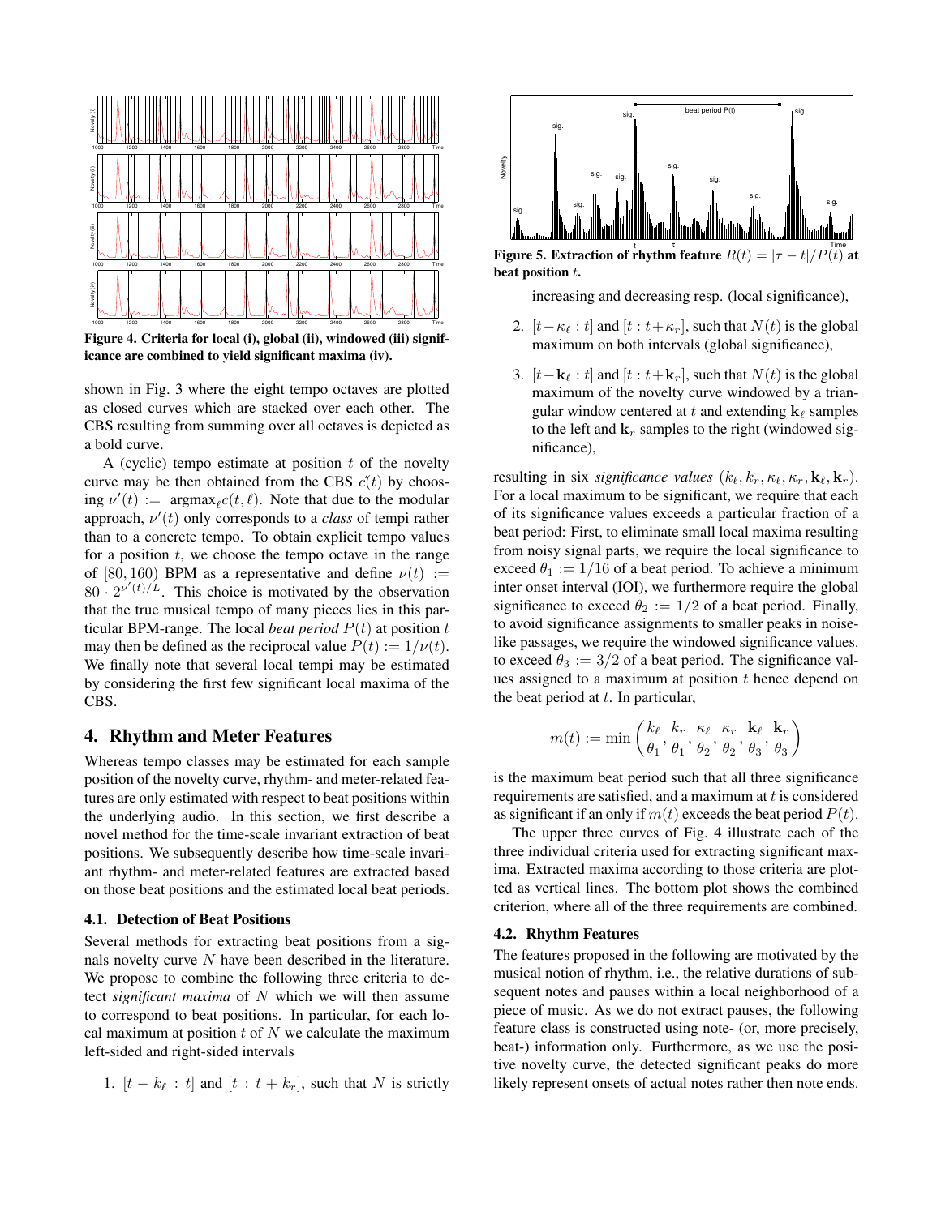Figure 4. Criteria for local (i), global (ii), windowed (iii) significance are combined to yield significant maxima (iv).

shown in Fig. 3 where the eight tempo octaves are plotted as closed curves which are stacked over each other. The CBS resulting from summing over all octaves is depicted as a bold curve.

A (cyclic) tempo estimate at position $t$ of the novelty curve may be then obtained from the CBS $\vec{c}(t)$ by choosing $\nu'(t) := \text{argmax}_\ell c(t, \ell)$. Note that due to the modular approach, $\nu'(t)$ only corresponds to a *class* of tempi rather than to a concrete tempo. To obtain explicit tempo values for a position $t$, we choose the tempo octave in the range of $[80, 160)$ BPM as a representative and define $\nu(t) := 80 \cdot 2^{\nu'(t)/L}$. This choice is motivated by the observation that the true musical tempo of many pieces lies in this particular BPM-range. The local *beat period* $P(t)$ at position $t$ may then be defined as the reciprocal value $P(t) := 1/\nu(t)$. We finally note that several local tempi may be estimated by considering the first few significant local maxima of the CBS.

## 4. Rhythm and Meter Features

Whereas tempo classes may be estimated for each sample position of the novelty curve, rhythm- and meter-related features are only estimated with respect to beat positions within the underlying audio. In this section, we first describe a novel method for the time-scale invariant extraction of beat positions. We subsequently describe how time-scale invariant rhythm- and meter-related features are extracted based on those beat positions and the estimated local beat periods.

### 4.1. Detection of Beat Positions

Several methods for extracting beat positions from a signals novelty curve $N$ have been described in the literature. We propose to combine the following three criteria to detect *significant maxima* of $N$ which we will then assume to correspond to beat positions. In particular, for each local maximum at position $t$ of $N$ we calculate the maximum left-sided and right-sided intervals

1. $[t - k_\ell : t]$ and $[t : t + k_r]$, such that $N$ is strictly increasing and decreasing resp. (local significance),
2. $[t - \kappa_\ell : t]$ and $[t : t + \kappa_r]$, such that $N(t)$ is the global maximum on both intervals (global significance),
3. $[t - \mathbf{k}_\ell : t]$ and $[t : t + \mathbf{k}_r]$, such that $N(t)$ is the global maximum of the novelty curve windowed by a triangular window centered at $t$ and extending $\mathbf{k}_\ell$ samples to the left and $\mathbf{k}_r$ samples to the right (windowed significance),

Figure 5. Extraction of rhythm feature $R(t) = |\tau - t|/P(t)$ at beat position $t$.

resulting in six *significance values* $(k_\ell, k_r, \kappa_\ell, \kappa_r, \mathbf{k}_\ell, \mathbf{k}_r)$. For a local maximum to be significant, we require that each of its significance values exceeds a particular fraction of a beat period: First, to eliminate small local maxima resulting from noisy signal parts, we require the local significance to exceed $\theta_1 := 1/16$ of a beat period. To achieve a minimum inter onset interval (IOI), we furthermore require the global significance to exceed $\theta_2 := 1/2$ of a beat period. Finally, to avoid significance assignments to smaller peaks in noise-like passages, we require the windowed significance values. to exceed $\theta_3 := 3/2$ of a beat period. The significance values assigned to a maximum at position $t$ hence depend on the beat period at $t$. In particular,

$$m(t) := \min\left(\frac{k_\ell}{\theta_1}, \frac{k_r}{\theta_1}, \frac{\kappa_\ell}{\theta_2}, \frac{\kappa_r}{\theta_2}, \frac{\mathbf{k}_\ell}{\theta_3}, \frac{\mathbf{k}_r}{\theta_3}\right)$$

is the maximum beat period such that all three significance requirements are satisfied, and a maximum at $t$ is considered as significant if an only if $m(t)$ exceeds the beat period $P(t)$.

The upper three curves of Fig. 4 illustrate each of the three individual criteria used for extracting significant maxima. Extracted maxima according to those criteria are plotted as vertical lines. The bottom plot shows the combined criterion, where all of the three requirements are combined.

### 4.2. Rhythm Features

The features proposed in the following are motivated by the musical notion of rhythm, i.e., the relative durations of subsequent notes and pauses within a local neighborhood of a piece of music. As we do not extract pauses, the following feature class is constructed using note- (or, more precisely, beat-) information only. Furthermore, as we use the positive novelty curve, the detected significant peaks do more likely represent onsets of actual notes rather then note ends.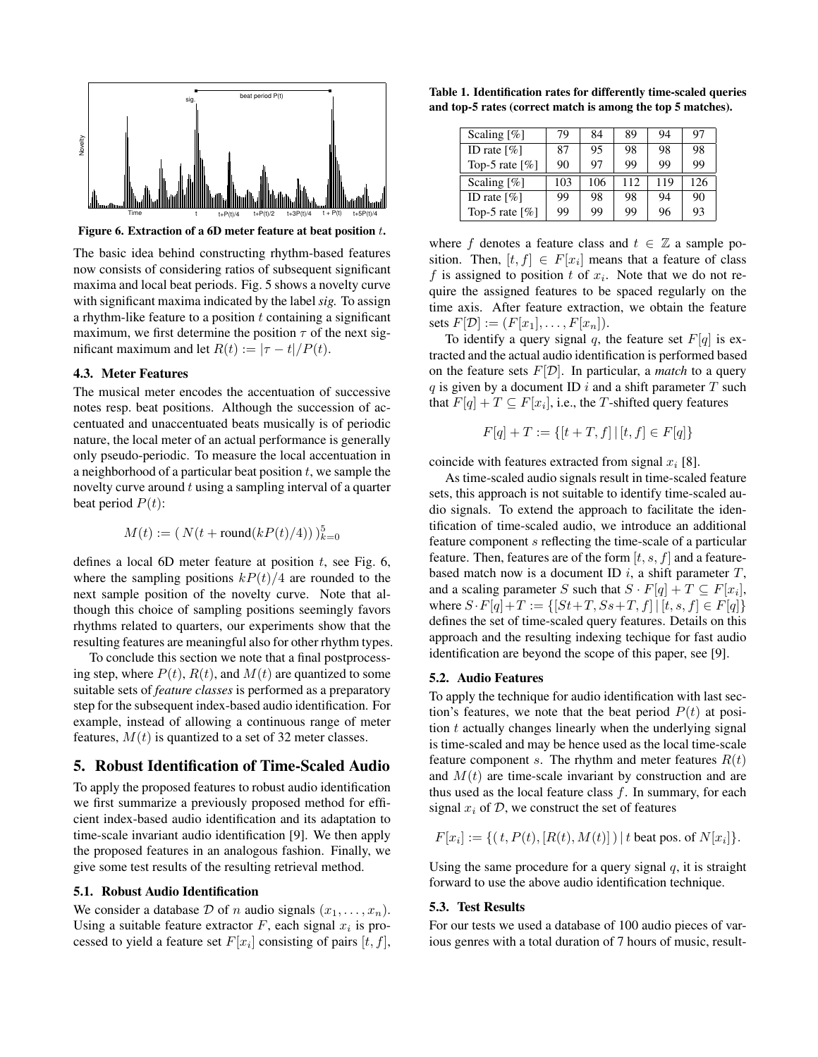Figure 6. Extraction of a 6D meter feature at beat position $t$.

The basic idea behind constructing rhythm-based features now consists of considering ratios of subsequent significant maxima and local beat periods. Fig. 5 shows a novelty curve with significant maxima indicated by the label *sig.* To assign a rhythm-like feature to a position $t$ containing a significant maximum, we first determine the position $\tau$ of the next significant maximum and let $R(t) := |\tau - t|/P(t)$.

### 4.3. Meter Features

The musical meter encodes the accentuation of successive notes resp. beat positions. Although the succession of accentuated and unaccentuated beats musically is of periodic nature, the local meter of an actual performance is generally only pseudo-periodic. To measure the local accentuation in a neighborhood of a particular beat position $t$, we sample the novelty curve around $t$ using a sampling interval of a quarter beat period $P(t)$:

$$M(t) := (\, N(t + \text{round}(kP(t)/4))\,)_{k=0}^{5}$$

defines a local 6D meter feature at position $t$, see Fig. 6, where the sampling positions $kP(t)/4$ are rounded to the next sample position of the novelty curve. Note that although this choice of sampling positions seemingly favors rhythms related to quarters, our experiments show that the resulting features are meaningful also for other rhythm types.

To conclude this section we note that a final postprocessing step, where $P(t)$, $R(t)$, and $M(t)$ are quantized to some suitable sets of *feature classes* is performed as a preparatory step for the subsequent index-based audio identification. For example, instead of allowing a continuous range of meter features, $M(t)$ is quantized to a set of 32 meter classes.

## 5. Robust Identification of Time-Scaled Audio

To apply the proposed features to robust audio identification we first summarize a previously proposed method for efficient index-based audio identification and its adaptation to time-scale invariant audio identification [9]. We then apply the proposed features in an analogous fashion. Finally, we give some test results of the resulting retrieval method.

### 5.1. Robust Audio Identification

We consider a database $\mathcal{D}$ of $n$ audio signals $(x_1, \ldots, x_n)$. Using a suitable feature extractor $F$, each signal $x_i$ is processed to yield a feature set $F[x_i]$ consisting of pairs $[t, f]$, where $f$ denotes a feature class and $t \in \mathbb{Z}$ a sample position. Then, $[t, f] \in F[x_i]$ means that a feature of class $f$ is assigned to position $t$ of $x_i$. Note that we do not require the assigned features to be spaced regularly on the time axis. After feature extraction, we obtain the feature sets $F[\mathcal{D}] := (F[x_1], \ldots, F[x_n])$.

To identify a query signal $q$, the feature set $F[q]$ is extracted and the actual audio identification is performed based on the feature sets $F[\mathcal{D}]$. In particular, a *match* to a query $q$ is given by a document ID $i$ and a shift parameter $T$ such that $F[q] + T \subseteq F[x_i]$, i.e., the $T$-shifted query features

$$F[q] + T := \{[t + T, f] \,|\, [t, f] \in F[q]\}$$

coincide with features extracted from signal $x_i$ [8].

As time-scaled audio signals result in time-scaled feature sets, this approach is not suitable to identify time-scaled audio signals. To extend the approach to facilitate the identification of time-scaled audio, we introduce an additional feature component $s$ reflecting the time-scale of a particular feature. Then, features are of the form $[t, s, f]$ and a feature-based match now is a document ID $i$, a shift parameter $T$, and a scaling parameter $S$ such that $S \cdot F[q] + T \subseteq F[x_i]$, where $S \cdot F[q] + T := \{[St + T, Ss + T, f] \,|\, [t, s, f] \in F[q]\}$ defines the set of time-scaled query features. Details on this approach and the resulting indexing techique for fast audio identification are beyond the scope of this paper, see [9].

### 5.2. Audio Features

To apply the technique for audio identification with last section's features, we note that the beat period $P(t)$ at position $t$ actually changes linearly when the underlying signal is time-scaled and may be hence used as the local time-scale feature component $s$. The rhythm and meter features $R(t)$ and $M(t)$ are time-scale invariant by construction and are thus used as the local feature class $f$. In summary, for each signal $x_i$ of $\mathcal{D}$, we construct the set of features

$$F[x_i] := \{(\, t, P(t), [R(t), M(t)]\,) \,|\, t \text{ beat pos. of } N[x_i]\}.$$

Using the same procedure for a query signal $q$, it is straight forward to use the above audio identification technique.

### 5.3. Test Results

For our tests we used a database of 100 audio pieces of various genres with a total duration of 7 hours of music, result-

**Table 1. Identification rates for differently time-scaled queries and top-5 rates (correct match is among the top 5 matches).**

| Scaling [%] | 79 | 84 | 89 | 94 | 97 |
|---|---|---|---|---|---|
| ID rate [%] | 87 | 95 | 98 | 98 | 98 |
| Top-5 rate [%] | 90 | 97 | 99 | 99 | 99 |
| **Scaling [%]** | **103** | **106** | **112** | **119** | **126** |
| ID rate [%] | 99 | 98 | 98 | 94 | 90 |
| Top-5 rate [%] | 99 | 99 | 99 | 96 | 93 |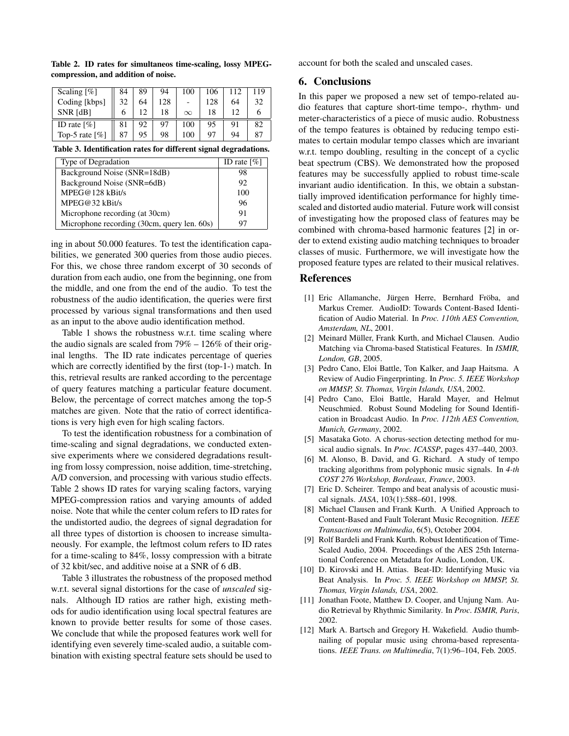Table 2. ID rates for simultaneos time-scaling, lossy MPEG-compression, and addition of noise.

| Scaling [%] | 84 | 89 | 94 | 100 | 106 | 112 | 119 |
|---|---|---|---|---|---|---|---|
| Coding [kbps] | 32 | 64 | 128 | - | 128 | 64 | 32 |
| SNR [dB] | 6 | 12 | 18 | $\infty$ | 18 | 12 | 6 |
| ID rate [%] | 81 | 92 | 97 | 100 | 95 | 91 | 82 |
| Top-5 rate [%] | 87 | 95 | 98 | 100 | 97 | 94 | 87 |

Table 3. Identification rates for different signal degradations.

| Type of Degradation | ID rate [%] |
|---|---|
| Background Noise (SNR=18dB) | 98 |
| Background Noise (SNR=6dB) | 92 |
| MPEG@128 kBit/s | 100 |
| MPEG@32 kBit/s | 96 |
| Microphone recording (at 30cm) | 91 |
| Microphone recording (30cm, query len. 60s) | 97 |

ing in about 50.000 features. To test the identification capabilities, we generated 300 queries from those audio pieces. For this, we chose three random excerpt of 30 seconds of duration from each audio, one from the beginning, one from the middle, and one from the end of the audio. To test the robustness of the audio identification, the queries were first processed by various signal transformations and then used as an input to the above audio identification method.

Table 1 shows the robustness w.r.t. time scaling where the audio signals are scaled from 79% – 126% of their original lengths. The ID rate indicates percentage of queries which are correctly identified by the first (top-1-) match. In this, retrieval results are ranked according to the percentage of query features matching a particular feature document. Below, the percentage of correct matches among the top-5 matches are given. Note that the ratio of correct identifications is very high even for high scaling factors.

To test the identification robustness for a combination of time-scaling and signal degradations, we conducted extensive experiments where we considered degradations resulting from lossy compression, noise addition, time-stretching, A/D conversion, and processing with various studio effects. Table 2 shows ID rates for varying scaling factors, varying MPEG-compression ratios and varying amounts of added noise. Note that while the center colum refers to ID rates for the undistorted audio, the degrees of signal degradation for all three types of distortion is choosen to increase simultaneously. For example, the leftmost colum refers to ID rates for a time-scaling to 84%, lossy compression with a bitrate of 32 kbit/sec, and additive noise at a SNR of 6 dB.

Table 3 illustrates the robustness of the proposed method w.r.t. several signal distortions for the case of *unscaled* signals. Although ID ratios are rather high, existing methods for audio identification using local spectral features are known to provide better results for some of those cases. We conclude that while the proposed features work well for identifying even severely time-scaled audio, a suitable combination with existing spectral feature sets should be used to account for both the scaled and unscaled cases.

## 6. Conclusions

In this paper we proposed a new set of tempo-related audio features that capture short-time tempo-, rhythm- und meter-characteristics of a piece of music audio. Robustness of the tempo features is obtained by reducing tempo estimates to certain modular tempo classes which are invariant w.r.t. tempo doubling, resulting in the concept of a cyclic beat spectrum (CBS). We demonstrated how the proposed features may be successfully applied to robust time-scale invariant audio identification. In this, we obtain a substantially improved identification performance for highly time-scaled and distorted audio material. Future work will consist of investigating how the proposed class of features may be combined with chroma-based harmonic features [2] in order to extend existing audio matching techniques to broader classes of music. Furthermore, we will investigate how the proposed feature types are related to their musical relatives.

## References

[1] Eric Allamanche, Jürgen Herre, Bernhard Fröba, and Markus Cremer. AudioID: Towards Content-Based Identification of Audio Material. In *Proc. 110th AES Convention, Amsterdam, NL*, 2001.

[2] Meinard Müller, Frank Kurth, and Michael Clausen. Audio Matching via Chroma-based Statistical Features. In *ISMIR, London, GB*, 2005.

[3] Pedro Cano, Eloi Battle, Ton Kalker, and Jaap Haitsma. A Review of Audio Fingerprinting. In *Proc. 5. IEEE Workshop on MMSP, St. Thomas, Virgin Islands, USA*, 2002.

[4] Pedro Cano, Eloi Battle, Harald Mayer, and Helmut Neuschmied. Robust Sound Modeling for Sound Identification in Broadcast Audio. In *Proc. 112th AES Convention, Munich, Germany*, 2002.

[5] Masataka Goto. A chorus-section detecting method for musical audio signals. In *Proc. ICASSP*, pages 437–440, 2003.

[6] M. Alonso, B. David, and G. Richard. A study of tempo tracking algorithms from polyphonic music signals. In *4-th COST 276 Workshop, Bordeaux, France*, 2003.

[7] Eric D. Scheirer. Tempo and beat analysis of acoustic musical signals. *JASA*, 103(1):588–601, 1998.

[8] Michael Clausen and Frank Kurth. A Unified Approach to Content-Based and Fault Tolerant Music Recognition. *IEEE Transactions on Multimedia*, 6(5), October 2004.

[9] Rolf Bardeli and Frank Kurth. Robust Identification of Time-Scaled Audio, 2004. Proceedings of the AES 25th International Conference on Metadata for Audio, London, UK.

[10] D. Kirovski and H. Attias. Beat-ID: Identifying Music via Beat Analysis. In *Proc. 5. IEEE Workshop on MMSP, St. Thomas, Virgin Islands, USA*, 2002.

[11] Jonathan Foote, Matthew D. Cooper, and Unjung Nam. Audio Retrieval by Rhythmic Similarity. In *Proc. ISMIR, Paris*, 2002.

[12] Mark A. Bartsch and Gregory H. Wakefield. Audio thumbnailing of popular music using chroma-based representations. *IEEE Trans. on Multimedia*, 7(1):96–104, Feb. 2005.